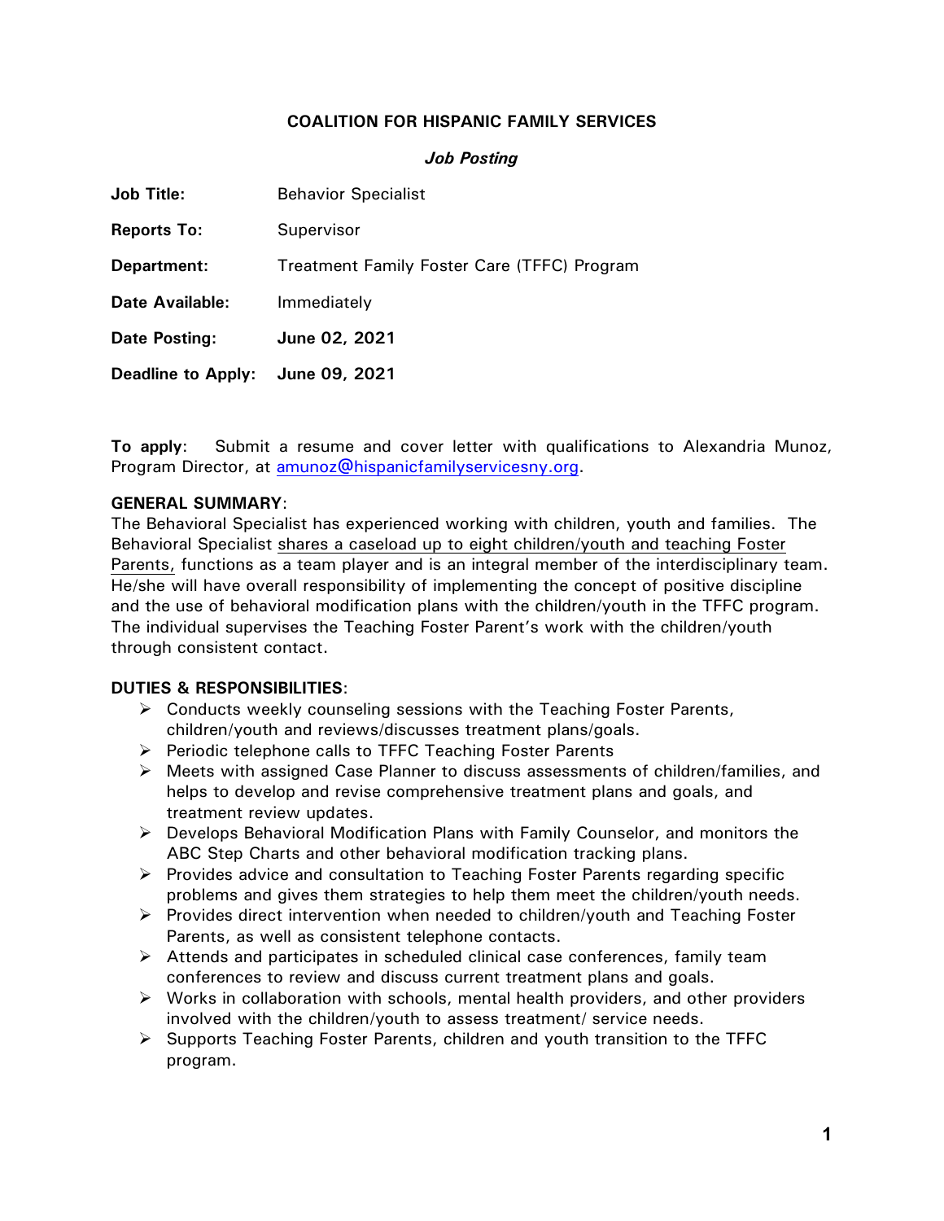# COALITION FOR HISPANIC FAMILY SERVICES

***Job Posting***

**Job Title:** Behavior Specialist

**Reports To:** Supervisor

**Department:** Treatment Family Foster Care (TFFC) Program

**Date Available:** Immediately

**Date Posting:** **June 02, 2021**

**Deadline to Apply:** **June 09, 2021**

**To apply**: Submit a resume and cover letter with qualifications to Alexandria Munoz, Program Director, at amunoz@hispanicfamilyservicesny.org.

**GENERAL SUMMARY**:
The Behavioral Specialist has experienced working with children, youth and families. The Behavioral Specialist shares a caseload up to eight children/youth and teaching Foster Parents, functions as a team player and is an integral member of the interdisciplinary team. He/she will have overall responsibility of implementing the concept of positive discipline and the use of behavioral modification plans with the children/youth in the TFFC program. The individual supervises the Teaching Foster Parent's work with the children/youth through consistent contact.

**DUTIES & RESPONSIBILITIES**:

- Conducts weekly counseling sessions with the Teaching Foster Parents, children/youth and reviews/discusses treatment plans/goals.
- Periodic telephone calls to TFFC Teaching Foster Parents
- Meets with assigned Case Planner to discuss assessments of children/families, and helps to develop and revise comprehensive treatment plans and goals, and treatment review updates.
- Develops Behavioral Modification Plans with Family Counselor, and monitors the ABC Step Charts and other behavioral modification tracking plans.
- Provides advice and consultation to Teaching Foster Parents regarding specific problems and gives them strategies to help them meet the children/youth needs.
- Provides direct intervention when needed to children/youth and Teaching Foster Parents, as well as consistent telephone contacts.
- Attends and participates in scheduled clinical case conferences, family team conferences to review and discuss current treatment plans and goals.
- Works in collaboration with schools, mental health providers, and other providers involved with the children/youth to assess treatment/ service needs.
- Supports Teaching Foster Parents, children and youth transition to the TFFC program.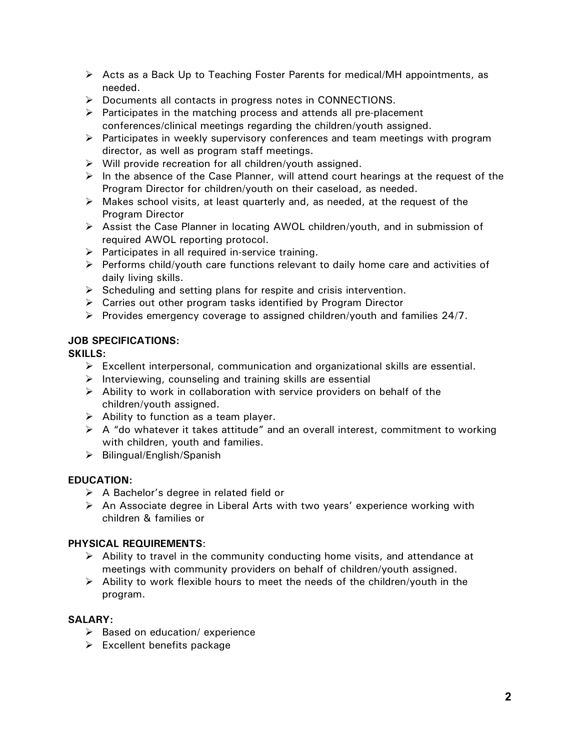- Acts as a Back Up to Teaching Foster Parents for medical/MH appointments, as needed.
- Documents all contacts in progress notes in CONNECTIONS.
- Participates in the matching process and attends all pre-placement conferences/clinical meetings regarding the children/youth assigned.
- Participates in weekly supervisory conferences and team meetings with program director, as well as program staff meetings.
- Will provide recreation for all children/youth assigned.
- In the absence of the Case Planner, will attend court hearings at the request of the Program Director for children/youth on their caseload, as needed.
- Makes school visits, at least quarterly and, as needed, at the request of the Program Director
- Assist the Case Planner in locating AWOL children/youth, and in submission of required AWOL reporting protocol.
- Participates in all required in-service training.
- Performs child/youth care functions relevant to daily home care and activities of daily living skills.
- Scheduling and setting plans for respite and crisis intervention.
- Carries out other program tasks identified by Program Director
- Provides emergency coverage to assigned children/youth and families 24/7.

**JOB SPECIFICATIONS:**

**SKILLS:**

- Excellent interpersonal, communication and organizational skills are essential.
- Interviewing, counseling and training skills are essential
- Ability to work in collaboration with service providers on behalf of the children/youth assigned.
- Ability to function as a team player.
- A "do whatever it takes attitude" and an overall interest, commitment to working with children, youth and families.
- Bilingual/English/Spanish

**EDUCATION:**

- A Bachelor's degree in related field or
- An Associate degree in Liberal Arts with two years' experience working with children & families or

**PHYSICAL REQUIREMENTS:**

- Ability to travel in the community conducting home visits, and attendance at meetings with community providers on behalf of children/youth assigned.
- Ability to work flexible hours to meet the needs of the children/youth in the program.

**SALARY:**

- Based on education/ experience
- Excellent benefits package